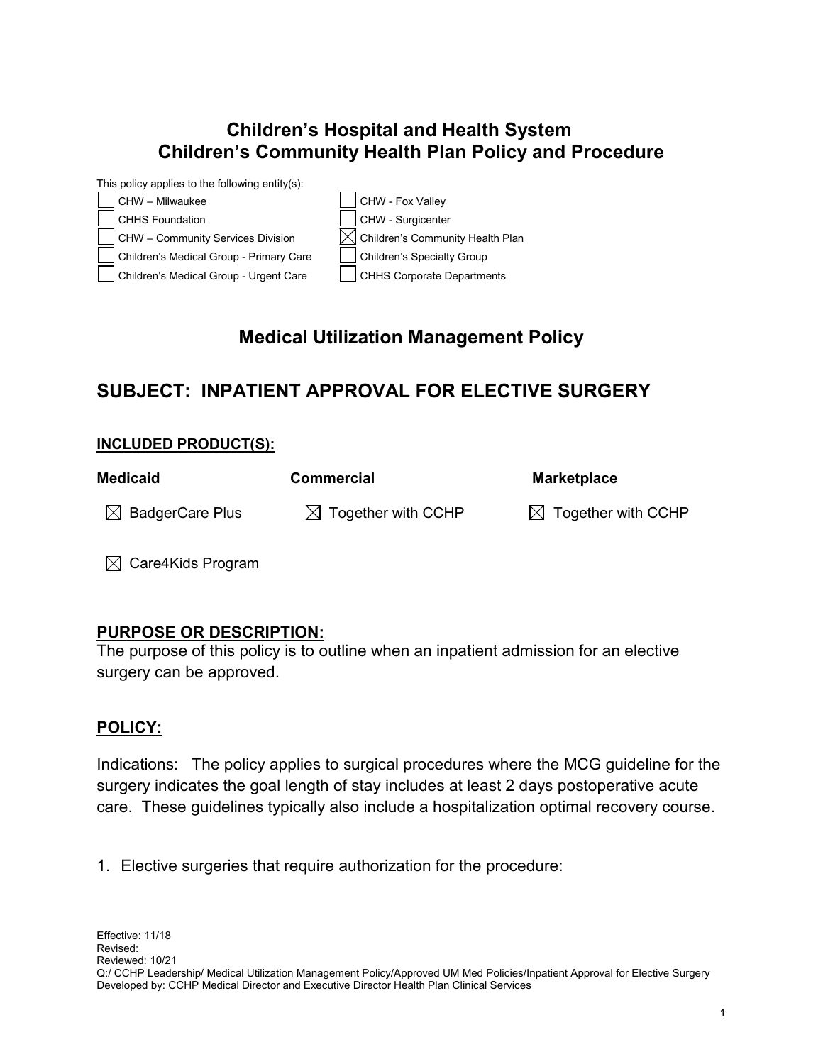# Children's Hospital and Health System
# Children's Community Health Plan Policy and Procedure

This policy applies to the following entity(s):

| | |
|---|---|
| ☐ CHW – Milwaukee | ☐ CHW - Fox Valley |
| ☐ CHHS Foundation | ☐ CHW - Surgicenter |
| ☐ CHW – Community Services Division | ☒ Children's Community Health Plan |
| ☐ Children's Medical Group - Primary Care | ☐ Children's Specialty Group |
| ☐ Children's Medical Group - Urgent Care | ☐ CHHS Corporate Departments |

## Medical Utilization Management Policy

## SUBJECT: INPATIENT APPROVAL FOR ELECTIVE SURGERY

**INCLUDED PRODUCT(S):**

| Medicaid | Commercial | Marketplace |
|---|---|---|
| ☒ BadgerCare Plus | ☒ Together with CCHP | ☒ Together with CCHP |
| ☒ Care4Kids Program | | |

**PURPOSE OR DESCRIPTION:**

The purpose of this policy is to outline when an inpatient admission for an elective surgery can be approved.

**POLICY:**

Indications: The policy applies to surgical procedures where the MCG guideline for the surgery indicates the goal length of stay includes at least 2 days postoperative acute care. These guidelines typically also include a hospitalization optimal recovery course.

1. Elective surgeries that require authorization for the procedure:

Effective: 11/18
Revised:
Reviewed: 10/21
Q:/ CCHP Leadership/ Medical Utilization Management Policy/Approved UM Med Policies/Inpatient Approval for Elective Surgery
Developed by: CCHP Medical Director and Executive Director Health Plan Clinical Services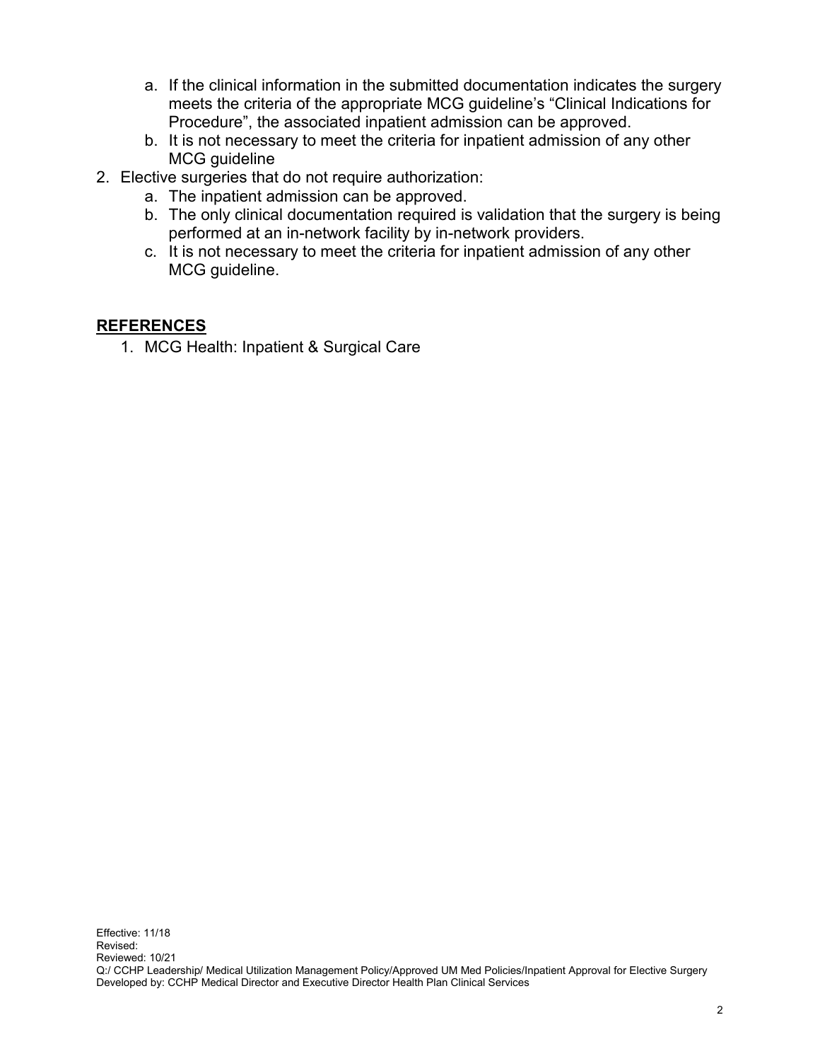a. If the clinical information in the submitted documentation indicates the surgery meets the criteria of the appropriate MCG guideline's "Clinical Indications for Procedure", the associated inpatient admission can be approved.
   b. It is not necessary to meet the criteria for inpatient admission of any other MCG guideline
2. Elective surgeries that do not require authorization:
   a. The inpatient admission can be approved.
   b. The only clinical documentation required is validation that the surgery is being performed at an in-network facility by in-network providers.
   c. It is not necessary to meet the criteria for inpatient admission of any other MCG guideline.

## REFERENCES

1. MCG Health: Inpatient & Surgical Care

Effective: 11/18
Revised:
Reviewed: 10/21
Q:/ CCHP Leadership/ Medical Utilization Management Policy/Approved UM Med Policies/Inpatient Approval for Elective Surgery
Developed by: CCHP Medical Director and Executive Director Health Plan Clinical Services